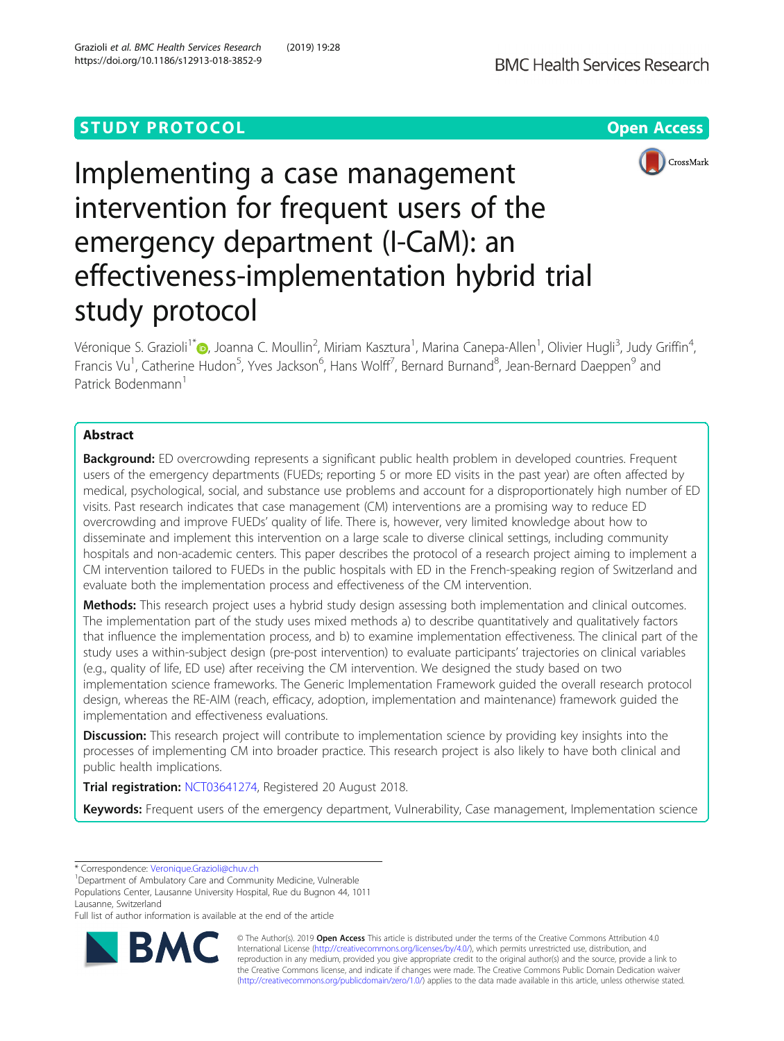STUDY PROTOCOL

Open Access

# Implementing a case management intervention for frequent users of the emergency department (I-CaM): an effectiveness-implementation hybrid trial study protocol

Véronique S. Grazioli[1*], Joanna C. Moullin[2], Miriam Kasztura[1], Marina Canepa-Allen[1], Olivier Hugli[3], Judy Griffin[4], Francis Vu[1], Catherine Hudon[5], Yves Jackson[6], Hans Wolff[7], Bernard Burnand[8], Jean-Bernard Daeppen[9] and Patrick Bodenmann[1]

## Abstract

**Background:** ED overcrowding represents a significant public health problem in developed countries. Frequent users of the emergency departments (FUEDs; reporting 5 or more ED visits in the past year) are often affected by medical, psychological, social, and substance use problems and account for a disproportionately high number of ED visits. Past research indicates that case management (CM) interventions are a promising way to reduce ED overcrowding and improve FUEDs' quality of life. There is, however, very limited knowledge about how to disseminate and implement this intervention on a large scale to diverse clinical settings, including community hospitals and non-academic centers. This paper describes the protocol of a research project aiming to implement a CM intervention tailored to FUEDs in the public hospitals with ED in the French-speaking region of Switzerland and evaluate both the implementation process and effectiveness of the CM intervention.

**Methods:** This research project uses a hybrid study design assessing both implementation and clinical outcomes. The implementation part of the study uses mixed methods a) to describe quantitatively and qualitatively factors that influence the implementation process, and b) to examine implementation effectiveness. The clinical part of the study uses a within-subject design (pre-post intervention) to evaluate participants' trajectories on clinical variables (e.g., quality of life, ED use) after receiving the CM intervention. We designed the study based on two implementation science frameworks. The Generic Implementation Framework guided the overall research protocol design, whereas the RE-AIM (reach, efficacy, adoption, implementation and maintenance) framework guided the implementation and effectiveness evaluations.

**Discussion:** This research project will contribute to implementation science by providing key insights into the processes of implementing CM into broader practice. This research project is also likely to have both clinical and public health implications.

**Trial registration:** NCT03641274, Registered 20 August 2018.

**Keywords:** Frequent users of the emergency department, Vulnerability, Case management, Implementation science

---

* Correspondence: Veronique.Grazioli@chuv.ch
[1]Department of Ambulatory Care and Community Medicine, Vulnerable Populations Center, Lausanne University Hospital, Rue du Bugnon 44, 1011 Lausanne, Switzerland
Full list of author information is available at the end of the article

© The Author(s). 2019 **Open Access** This article is distributed under the terms of the Creative Commons Attribution 4.0 International License (http://creativecommons.org/licenses/by/4.0/), which permits unrestricted use, distribution, and reproduction in any medium, provided you give appropriate credit to the original author(s) and the source, provide a link to the Creative Commons license, and indicate if changes were made. The Creative Commons Public Domain Dedication waiver (http://creativecommons.org/publicdomain/zero/1.0/) applies to the data made available in this article, unless otherwise stated.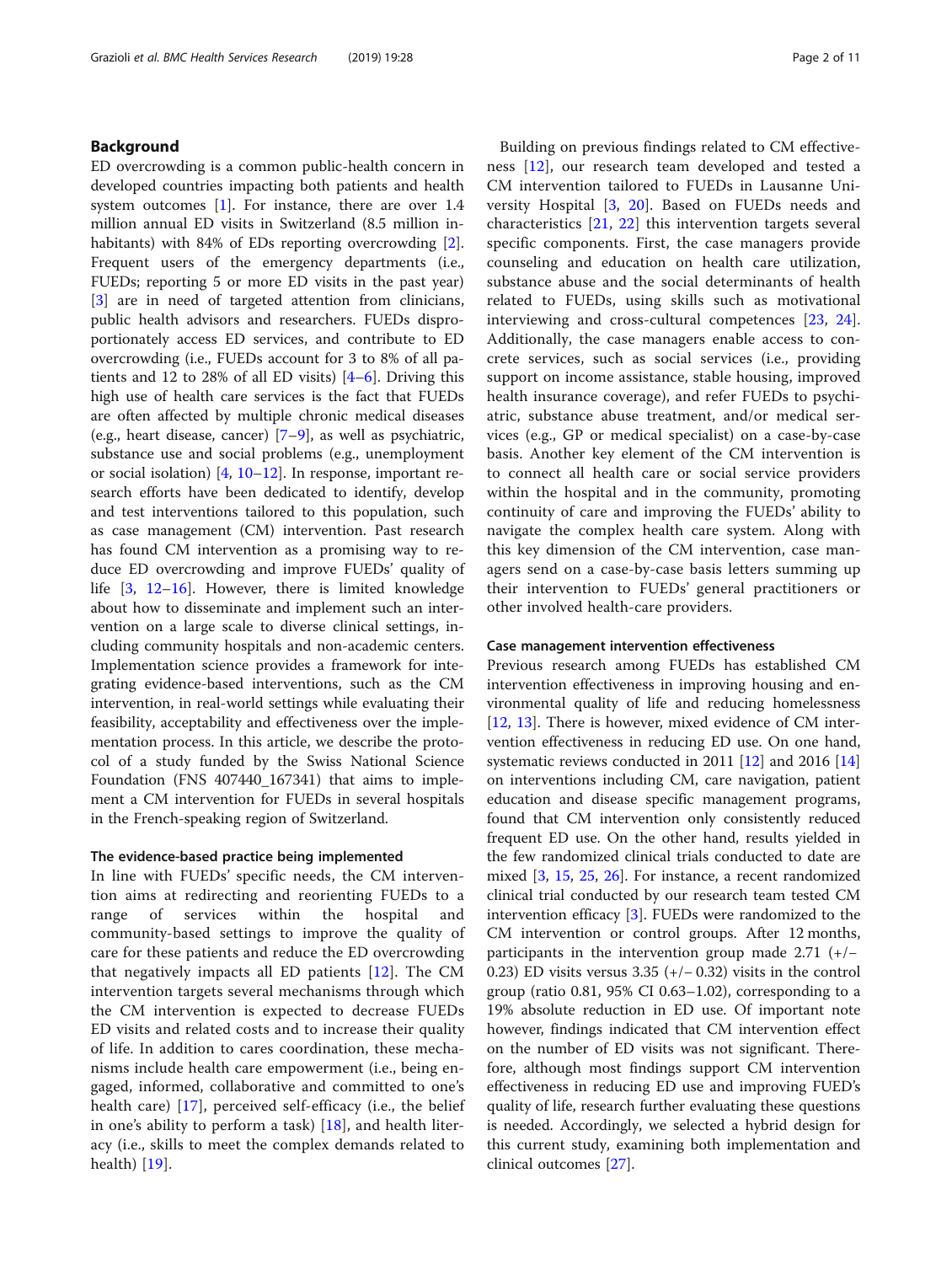## Background

ED overcrowding is a common public-health concern in developed countries impacting both patients and health system outcomes [1]. For instance, there are over 1.4 million annual ED visits in Switzerland (8.5 million inhabitants) with 84% of EDs reporting overcrowding [2]. Frequent users of the emergency departments (i.e., FUEDs; reporting 5 or more ED visits in the past year) [3] are in need of targeted attention from clinicians, public health advisors and researchers. FUEDs disproportionately access ED services, and contribute to ED overcrowding (i.e., FUEDs account for 3 to 8% of all patients and 12 to 28% of all ED visits) [4–6]. Driving this high use of health care services is the fact that FUEDs are often affected by multiple chronic medical diseases (e.g., heart disease, cancer) [7–9], as well as psychiatric, substance use and social problems (e.g., unemployment or social isolation) [4, 10–12]. In response, important research efforts have been dedicated to identify, develop and test interventions tailored to this population, such as case management (CM) intervention. Past research has found CM intervention as a promising way to reduce ED overcrowding and improve FUEDs' quality of life [3, 12–16]. However, there is limited knowledge about how to disseminate and implement such an intervention on a large scale to diverse clinical settings, including community hospitals and non-academic centers. Implementation science provides a framework for integrating evidence-based interventions, such as the CM intervention, in real-world settings while evaluating their feasibility, acceptability and effectiveness over the implementation process. In this article, we describe the protocol of a study funded by the Swiss National Science Foundation (FNS 407440_167341) that aims to implement a CM intervention for FUEDs in several hospitals in the French-speaking region of Switzerland.

### The evidence-based practice being implemented

In line with FUEDs' specific needs, the CM intervention aims at redirecting and reorienting FUEDs to a range of services within the hospital and community-based settings to improve the quality of care for these patients and reduce the ED overcrowding that negatively impacts all ED patients [12]. The CM intervention targets several mechanisms through which the CM intervention is expected to decrease FUEDs ED visits and related costs and to increase their quality of life. In addition to cares coordination, these mechanisms include health care empowerment (i.e., being engaged, informed, collaborative and committed to one's health care) [17], perceived self-efficacy (i.e., the belief in one's ability to perform a task) [18], and health literacy (i.e., skills to meet the complex demands related to health) [19].

Building on previous findings related to CM effectiveness [12], our research team developed and tested a CM intervention tailored to FUEDs in Lausanne University Hospital [3, 20]. Based on FUEDs needs and characteristics [21, 22] this intervention targets several specific components. First, the case managers provide counseling and education on health care utilization, substance abuse and the social determinants of health related to FUEDs, using skills such as motivational interviewing and cross-cultural competences [23, 24]. Additionally, the case managers enable access to concrete services, such as social services (i.e., providing support on income assistance, stable housing, improved health insurance coverage), and refer FUEDs to psychiatric, substance abuse treatment, and/or medical services (e.g., GP or medical specialist) on a case-by-case basis. Another key element of the CM intervention is to connect all health care or social service providers within the hospital and in the community, promoting continuity of care and improving the FUEDs' ability to navigate the complex health care system. Along with this key dimension of the CM intervention, case managers send on a case-by-case basis letters summing up their intervention to FUEDs' general practitioners or other involved health-care providers.

### Case management intervention effectiveness

Previous research among FUEDs has established CM intervention effectiveness in improving housing and environmental quality of life and reducing homelessness [12, 13]. There is however, mixed evidence of CM intervention effectiveness in reducing ED use. On one hand, systematic reviews conducted in 2011 [12] and 2016 [14] on interventions including CM, care navigation, patient education and disease specific management programs, found that CM intervention only consistently reduced frequent ED use. On the other hand, results yielded in the few randomized clinical trials conducted to date are mixed [3, 15, 25, 26]. For instance, a recent randomized clinical trial conducted by our research team tested CM intervention efficacy [3]. FUEDs were randomized to the CM intervention or control groups. After 12 months, participants in the intervention group made 2.71 (+/− 0.23) ED visits versus 3.35 (+/− 0.32) visits in the control group (ratio 0.81, 95% CI 0.63–1.02), corresponding to a 19% absolute reduction in ED use. Of important note however, findings indicated that CM intervention effect on the number of ED visits was not significant. Therefore, although most findings support CM intervention effectiveness in reducing ED use and improving FUED's quality of life, research further evaluating these questions is needed. Accordingly, we selected a hybrid design for this current study, examining both implementation and clinical outcomes [27].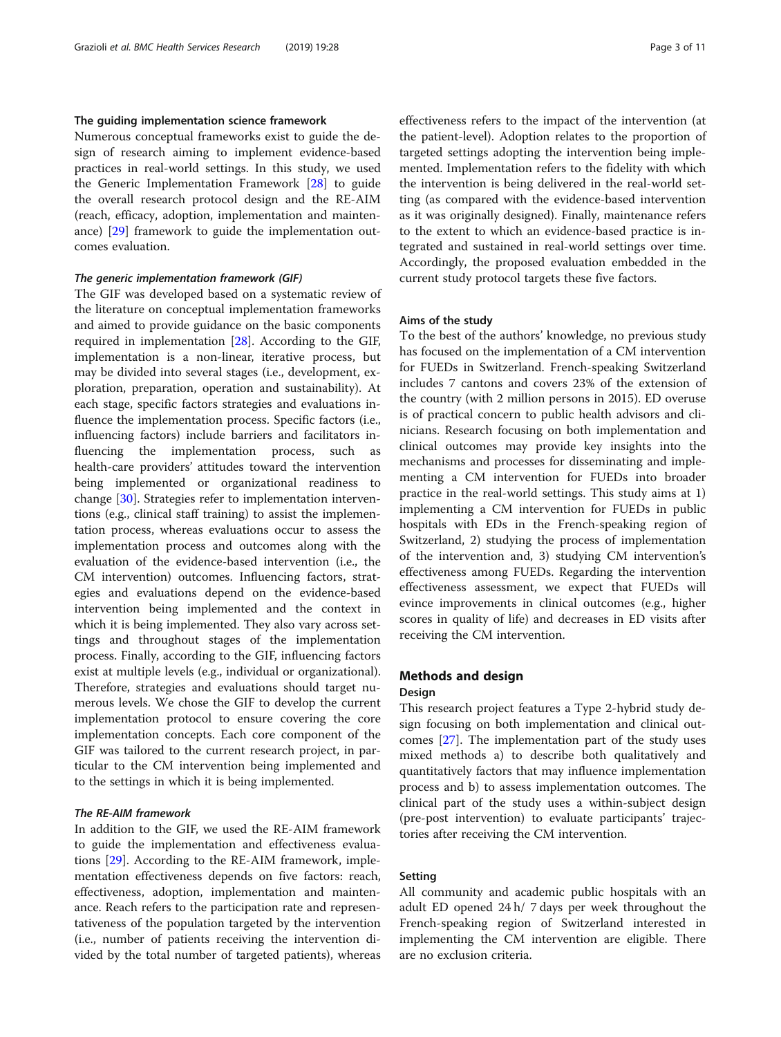### The guiding implementation science framework

Numerous conceptual frameworks exist to guide the design of research aiming to implement evidence-based practices in real-world settings. In this study, we used the Generic Implementation Framework [28] to guide the overall research protocol design and the RE-AIM (reach, efficacy, adoption, implementation and maintenance) [29] framework to guide the implementation outcomes evaluation.

#### *The generic implementation framework (GIF)*

The GIF was developed based on a systematic review of the literature on conceptual implementation frameworks and aimed to provide guidance on the basic components required in implementation [28]. According to the GIF, implementation is a non-linear, iterative process, but may be divided into several stages (i.e., development, exploration, preparation, operation and sustainability). At each stage, specific factors strategies and evaluations influence the implementation process. Specific factors (i.e., influencing factors) include barriers and facilitators influencing the implementation process, such as health-care providers' attitudes toward the intervention being implemented or organizational readiness to change [30]. Strategies refer to implementation interventions (e.g., clinical staff training) to assist the implementation process, whereas evaluations occur to assess the implementation process and outcomes along with the evaluation of the evidence-based intervention (i.e., the CM intervention) outcomes. Influencing factors, strategies and evaluations depend on the evidence-based intervention being implemented and the context in which it is being implemented. They also vary across settings and throughout stages of the implementation process. Finally, according to the GIF, influencing factors exist at multiple levels (e.g., individual or organizational). Therefore, strategies and evaluations should target numerous levels. We chose the GIF to develop the current implementation protocol to ensure covering the core implementation concepts. Each core component of the GIF was tailored to the current research project, in particular to the CM intervention being implemented and to the settings in which it is being implemented.

#### *The RE-AIM framework*

In addition to the GIF, we used the RE-AIM framework to guide the implementation and effectiveness evaluations [29]. According to the RE-AIM framework, implementation effectiveness depends on five factors: reach, effectiveness, adoption, implementation and maintenance. Reach refers to the participation rate and representativeness of the population targeted by the intervention (i.e., number of patients receiving the intervention divided by the total number of targeted patients), whereas effectiveness refers to the impact of the intervention (at the patient-level). Adoption relates to the proportion of targeted settings adopting the intervention being implemented. Implementation refers to the fidelity with which the intervention is being delivered in the real-world setting (as compared with the evidence-based intervention as it was originally designed). Finally, maintenance refers to the extent to which an evidence-based practice is integrated and sustained in real-world settings over time. Accordingly, the proposed evaluation embedded in the current study protocol targets these five factors.

### Aims of the study

To the best of the authors' knowledge, no previous study has focused on the implementation of a CM intervention for FUEDs in Switzerland. French-speaking Switzerland includes 7 cantons and covers 23% of the extension of the country (with 2 million persons in 2015). ED overuse is of practical concern to public health advisors and clinicians. Research focusing on both implementation and clinical outcomes may provide key insights into the mechanisms and processes for disseminating and implementing a CM intervention for FUEDs into broader practice in the real-world settings. This study aims at 1) implementing a CM intervention for FUEDs in public hospitals with EDs in the French-speaking region of Switzerland, 2) studying the process of implementation of the intervention and, 3) studying CM intervention's effectiveness among FUEDs. Regarding the intervention effectiveness assessment, we expect that FUEDs will evince improvements in clinical outcomes (e.g., higher scores in quality of life) and decreases in ED visits after receiving the CM intervention.

## Methods and design

### Design

This research project features a Type 2-hybrid study design focusing on both implementation and clinical outcomes [27]. The implementation part of the study uses mixed methods a) to describe both qualitatively and quantitatively factors that may influence implementation process and b) to assess implementation outcomes. The clinical part of the study uses a within-subject design (pre-post intervention) to evaluate participants' trajectories after receiving the CM intervention.

### Setting

All community and academic public hospitals with an adult ED opened 24 h/ 7 days per week throughout the French-speaking region of Switzerland interested in implementing the CM intervention are eligible. There are no exclusion criteria.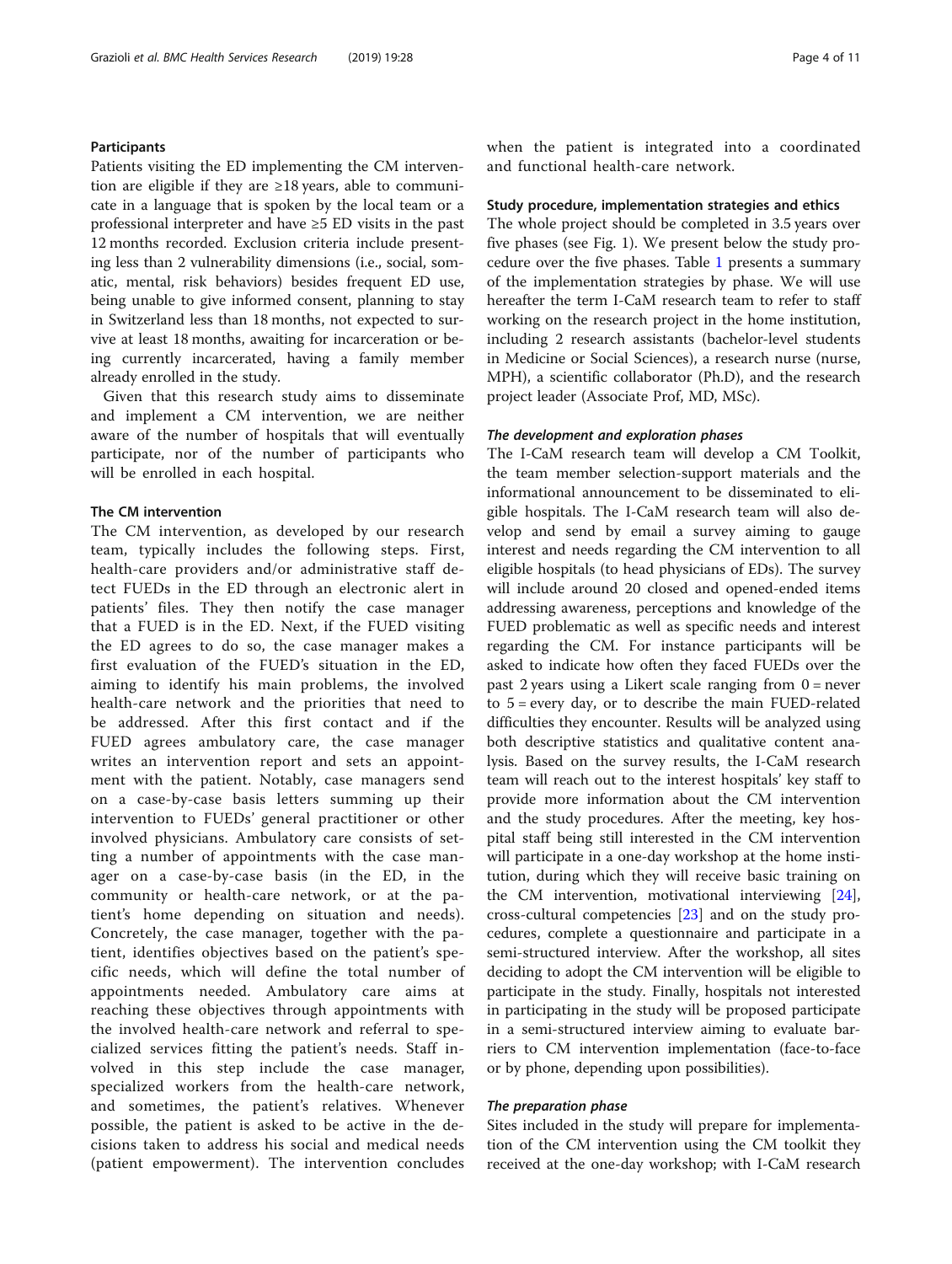### Participants

Patients visiting the ED implementing the CM intervention are eligible if they are ≥18 years, able to communicate in a language that is spoken by the local team or a professional interpreter and have ≥5 ED visits in the past 12 months recorded. Exclusion criteria include presenting less than 2 vulnerability dimensions (i.e., social, somatic, mental, risk behaviors) besides frequent ED use, being unable to give informed consent, planning to stay in Switzerland less than 18 months, not expected to survive at least 18 months, awaiting for incarceration or being currently incarcerated, having a family member already enrolled in the study.

Given that this research study aims to disseminate and implement a CM intervention, we are neither aware of the number of hospitals that will eventually participate, nor of the number of participants who will be enrolled in each hospital.

### The CM intervention

The CM intervention, as developed by our research team, typically includes the following steps. First, health-care providers and/or administrative staff detect FUEDs in the ED through an electronic alert in patients' files. They then notify the case manager that a FUED is in the ED. Next, if the FUED visiting the ED agrees to do so, the case manager makes a first evaluation of the FUED's situation in the ED, aiming to identify his main problems, the involved health-care network and the priorities that need to be addressed. After this first contact and if the FUED agrees ambulatory care, the case manager writes an intervention report and sets an appointment with the patient. Notably, case managers send on a case-by-case basis letters summing up their intervention to FUEDs' general practitioner or other involved physicians. Ambulatory care consists of setting a number of appointments with the case manager on a case-by-case basis (in the ED, in the community or health-care network, or at the patient's home depending on situation and needs). Concretely, the case manager, together with the patient, identifies objectives based on the patient's specific needs, which will define the total number of appointments needed. Ambulatory care aims at reaching these objectives through appointments with the involved health-care network and referral to specialized services fitting the patient's needs. Staff involved in this step include the case manager, specialized workers from the health-care network, and sometimes, the patient's relatives. Whenever possible, the patient is asked to be active in the decisions taken to address his social and medical needs (patient empowerment). The intervention concludes when the patient is integrated into a coordinated and functional health-care network.

### Study procedure, implementation strategies and ethics

The whole project should be completed in 3.5 years over five phases (see Fig. 1). We present below the study procedure over the five phases. Table 1 presents a summary of the implementation strategies by phase. We will use hereafter the term I-CaM research team to refer to staff working on the research project in the home institution, including 2 research assistants (bachelor-level students in Medicine or Social Sciences), a research nurse (nurse, MPH), a scientific collaborator (Ph.D), and the research project leader (Associate Prof, MD, MSc).

#### *The development and exploration phases*

The I-CaM research team will develop a CM Toolkit, the team member selection-support materials and the informational announcement to be disseminated to eligible hospitals. The I-CaM research team will also develop and send by email a survey aiming to gauge interest and needs regarding the CM intervention to all eligible hospitals (to head physicians of EDs). The survey will include around 20 closed and opened-ended items addressing awareness, perceptions and knowledge of the FUED problematic as well as specific needs and interest regarding the CM. For instance participants will be asked to indicate how often they faced FUEDs over the past 2 years using a Likert scale ranging from 0 = never to 5 = every day, or to describe the main FUED-related difficulties they encounter. Results will be analyzed using both descriptive statistics and qualitative content analysis. Based on the survey results, the I-CaM research team will reach out to the interest hospitals' key staff to provide more information about the CM intervention and the study procedures. After the meeting, key hospital staff being still interested in the CM intervention will participate in a one-day workshop at the home institution, during which they will receive basic training on the CM intervention, motivational interviewing [24], cross-cultural competencies [23] and on the study procedures, complete a questionnaire and participate in a semi-structured interview. After the workshop, all sites deciding to adopt the CM intervention will be eligible to participate in the study. Finally, hospitals not interested in participating in the study will be proposed participate in a semi-structured interview aiming to evaluate barriers to CM intervention implementation (face-to-face or by phone, depending upon possibilities).

#### *The preparation phase*

Sites included in the study will prepare for implementation of the CM intervention using the CM toolkit they received at the one-day workshop; with I-CaM research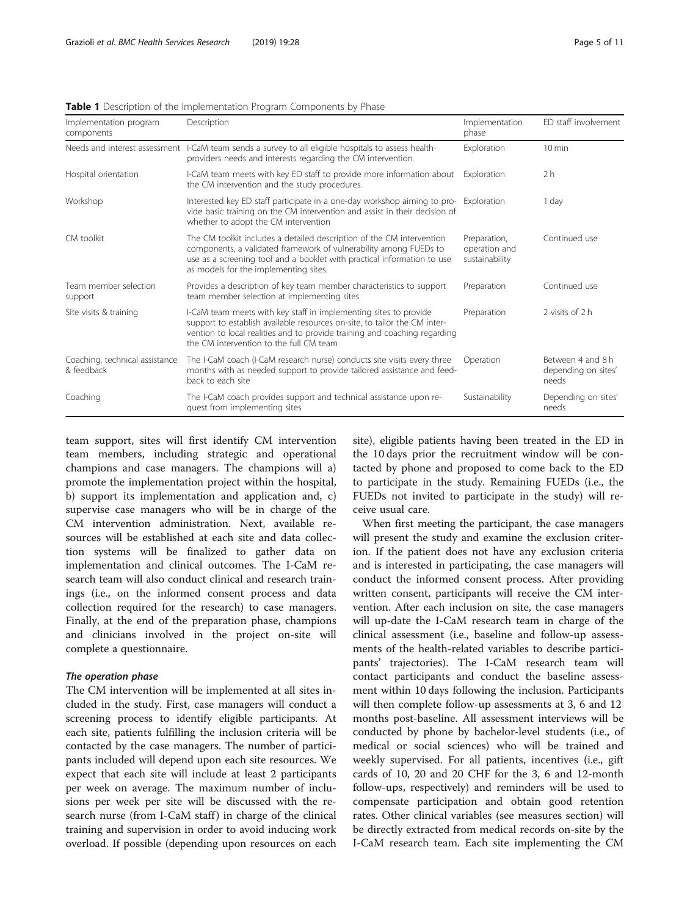**Table 1** Description of the Implementation Program Components by Phase

| Implementation program components | Description | Implementation phase | ED staff involvement |
| --- | --- | --- | --- |
| Needs and interest assessment | I-CaM team sends a survey to all eligible hospitals to assess health-providers needs and interests regarding the CM intervention. | Exploration | 10 min |
| Hospital orientation | I-CaM team meets with key ED staff to provide more information about the CM intervention and the study procedures. | Exploration | 2 h |
| Workshop | Interested key ED staff participate in a one-day workshop aiming to provide basic training on the CM intervention and assist in their decision of whether to adopt the CM intervention | Exploration | 1 day |
| CM toolkit | The CM toolkit includes a detailed description of the CM intervention components, a validated framework of vulnerability among FUEDs to use as a screening tool and a booklet with practical information to use as models for the implementing sites. | Preparation, operation and sustainability | Continued use |
| Team member selection support | Provides a description of key team member characteristics to support team member selection at implementing sites | Preparation | Continued use |
| Site visits & training | I-CaM team meets with key staff in implementing sites to provide support to establish available resources on-site, to tailor the CM intervention to local realities and to provide training and coaching regarding the CM intervention to the full CM team | Preparation | 2 visits of 2 h |
| Coaching, technical assistance & feedback | The I-CaM coach (I-CaM research nurse) conducts site visits every three months with as needed support to provide tailored assistance and feedback to each site | Operation | Between 4 and 8 h depending on sites' needs |
| Coaching | The I-CaM coach provides support and technical assistance upon request from implementing sites | Sustainability | Depending on sites' needs |

team support, sites will first identify CM intervention team members, including strategic and operational champions and case managers. The champions will a) promote the implementation project within the hospital, b) support its implementation and application and, c) supervise case managers who will be in charge of the CM intervention administration. Next, available resources will be established at each site and data collection systems will be finalized to gather data on implementation and clinical outcomes. The I-CaM research team will also conduct clinical and research trainings (i.e., on the informed consent process and data collection required for the research) to case managers. Finally, at the end of the preparation phase, champions and clinicians involved in the project on-site will complete a questionnaire.

#### *The operation phase*

The CM intervention will be implemented at all sites included in the study. First, case managers will conduct a screening process to identify eligible participants. At each site, patients fulfilling the inclusion criteria will be contacted by the case managers. The number of participants included will depend upon each site resources. We expect that each site will include at least 2 participants per week on average. The maximum number of inclusions per week per site will be discussed with the research nurse (from I-CaM staff) in charge of the clinical training and supervision in order to avoid inducing work overload. If possible (depending upon resources on each site), eligible patients having been treated in the ED in the 10 days prior the recruitment window will be contacted by phone and proposed to come back to the ED to participate in the study. Remaining FUEDs (i.e., the FUEDs not invited to participate in the study) will receive usual care.

When first meeting the participant, the case managers will present the study and examine the exclusion criterion. If the patient does not have any exclusion criteria and is interested in participating, the case managers will conduct the informed consent process. After providing written consent, participants will receive the CM intervention. After each inclusion on site, the case managers will up-date the I-CaM research team in charge of the clinical assessment (i.e., baseline and follow-up assessments of the health-related variables to describe participants' trajectories). The I-CaM research team will contact participants and conduct the baseline assessment within 10 days following the inclusion. Participants will then complete follow-up assessments at 3, 6 and 12 months post-baseline. All assessment interviews will be conducted by phone by bachelor-level students (i.e., of medical or social sciences) who will be trained and weekly supervised. For all patients, incentives (i.e., gift cards of 10, 20 and 20 CHF for the 3, 6 and 12-month follow-ups, respectively) and reminders will be used to compensate participation and obtain good retention rates. Other clinical variables (see measures section) will be directly extracted from medical records on-site by the I-CaM research team. Each site implementing the CM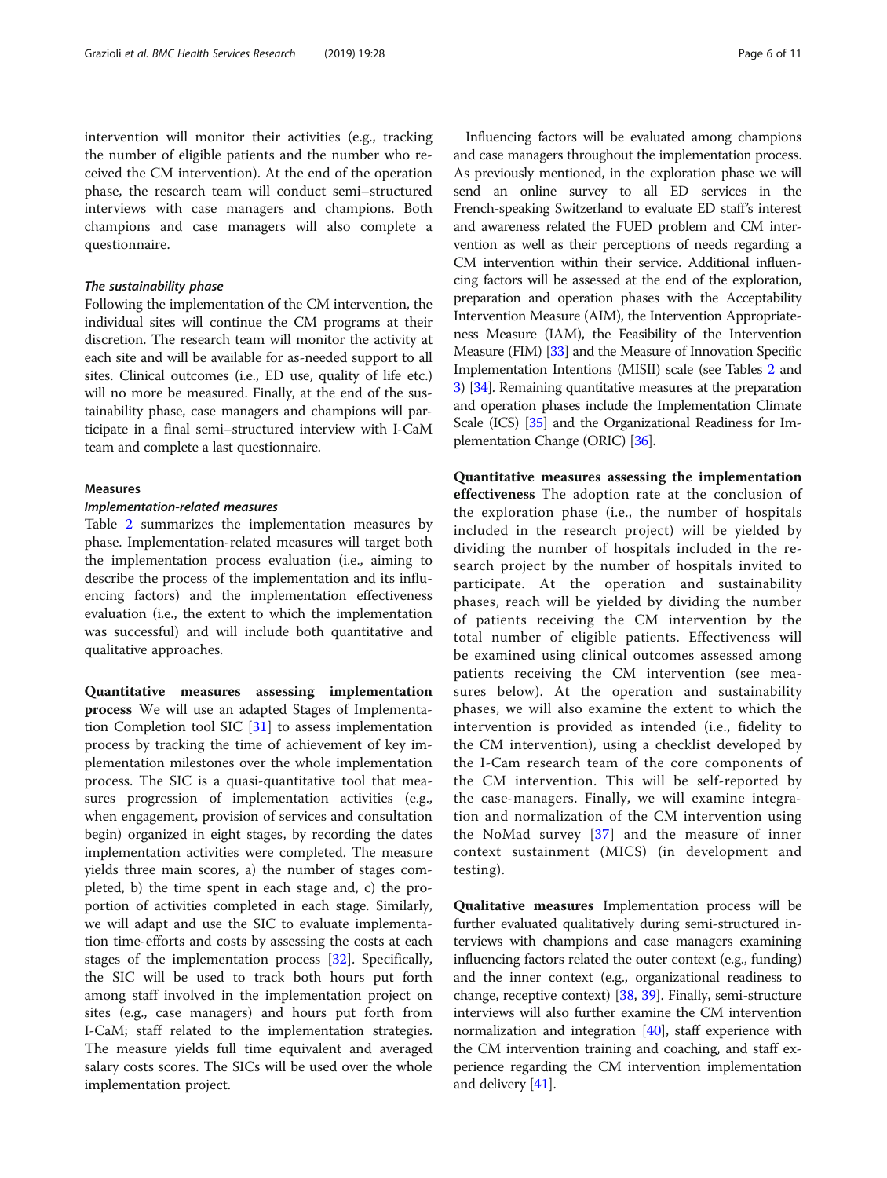intervention will monitor their activities (e.g., tracking the number of eligible patients and the number who received the CM intervention). At the end of the operation phase, the research team will conduct semi–structured interviews with case managers and champions. Both champions and case managers will also complete a questionnaire.

#### *The sustainability phase*

Following the implementation of the CM intervention, the individual sites will continue the CM programs at their discretion. The research team will monitor the activity at each site and will be available for as-needed support to all sites. Clinical outcomes (i.e., ED use, quality of life etc.) will no more be measured. Finally, at the end of the sustainability phase, case managers and champions will participate in a final semi–structured interview with I-CaM team and complete a last questionnaire.

### Measures

#### *Implementation-related measures*

Table 2 summarizes the implementation measures by phase. Implementation-related measures will target both the implementation process evaluation (i.e., aiming to describe the process of the implementation and its influencing factors) and the implementation effectiveness evaluation (i.e., the extent to which the implementation was successful) and will include both quantitative and qualitative approaches.

**Quantitative measures assessing implementation process** We will use an adapted Stages of Implementation Completion tool SIC [31] to assess implementation process by tracking the time of achievement of key implementation milestones over the whole implementation process. The SIC is a quasi-quantitative tool that measures progression of implementation activities (e.g., when engagement, provision of services and consultation begin) organized in eight stages, by recording the dates implementation activities were completed. The measure yields three main scores, a) the number of stages completed, b) the time spent in each stage and, c) the proportion of activities completed in each stage. Similarly, we will adapt and use the SIC to evaluate implementation time-efforts and costs by assessing the costs at each stages of the implementation process [32]. Specifically, the SIC will be used to track both hours put forth among staff involved in the implementation project on sites (e.g., case managers) and hours put forth from I-CaM; staff related to the implementation strategies. The measure yields full time equivalent and averaged salary costs scores. The SICs will be used over the whole implementation project.

Influencing factors will be evaluated among champions and case managers throughout the implementation process. As previously mentioned, in the exploration phase we will send an online survey to all ED services in the French-speaking Switzerland to evaluate ED staff's interest and awareness related the FUED problem and CM intervention as well as their perceptions of needs regarding a CM intervention within their service. Additional influencing factors will be assessed at the end of the exploration, preparation and operation phases with the Acceptability Intervention Measure (AIM), the Intervention Appropriateness Measure (IAM), the Feasibility of the Intervention Measure (FIM) [33] and the Measure of Innovation Specific Implementation Intentions (MISII) scale (see Tables 2 and 3) [34]. Remaining quantitative measures at the preparation and operation phases include the Implementation Climate Scale (ICS) [35] and the Organizational Readiness for Implementation Change (ORIC) [36].

**Quantitative measures assessing the implementation effectiveness** The adoption rate at the conclusion of the exploration phase (i.e., the number of hospitals included in the research project) will be yielded by dividing the number of hospitals included in the research project by the number of hospitals invited to participate. At the operation and sustainability phases, reach will be yielded by dividing the number of patients receiving the CM intervention by the total number of eligible patients. Effectiveness will be examined using clinical outcomes assessed among patients receiving the CM intervention (see measures below). At the operation and sustainability phases, we will also examine the extent to which the intervention is provided as intended (i.e., fidelity to the CM intervention), using a checklist developed by the I-Cam research team of the core components of the CM intervention. This will be self-reported by the case-managers. Finally, we will examine integration and normalization of the CM intervention using the NoMad survey [37] and the measure of inner context sustainment (MICS) (in development and testing).

**Qualitative measures** Implementation process will be further evaluated qualitatively during semi-structured interviews with champions and case managers examining influencing factors related the outer context (e.g., funding) and the inner context (e.g., organizational readiness to change, receptive context) [38, 39]. Finally, semi-structure interviews will also further examine the CM intervention normalization and integration [40], staff experience with the CM intervention training and coaching, and staff experience regarding the CM intervention implementation and delivery [41].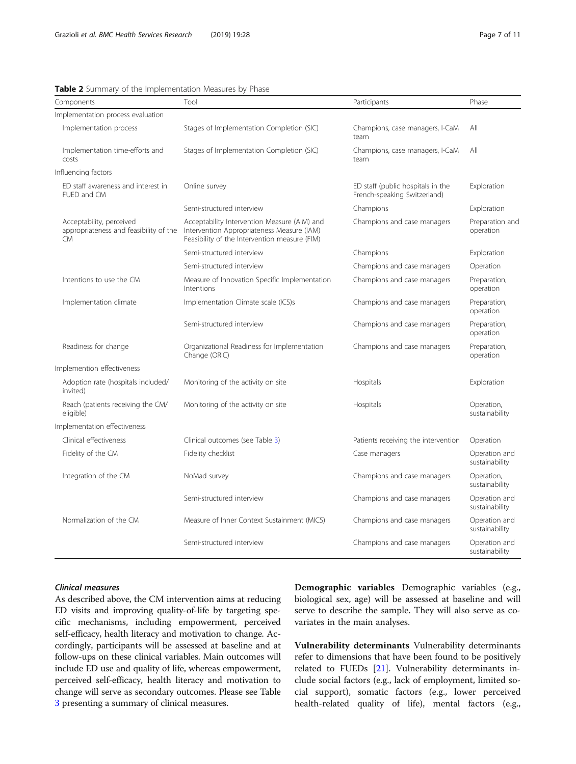**Table 2** Summary of the Implementation Measures by Phase

| Components | Tool | Participants | Phase |
|---|---|---|---|
| Implementation process evaluation | | | |
| Implementation process | Stages of Implementation Completion (SIC) | Champions, case managers, I-CaM team | All |
| Implementation time-efforts and costs | Stages of Implementation Completion (SIC) | Champions, case managers, I-CaM team | All |
| Influencing factors | | | |
| ED staff awareness and interest in FUED and CM | Online survey | ED staff (public hospitals in the French-speaking Switzerland) | Exploration |
| | Semi-structured interview | Champions | Exploration |
| Acceptability, perceived appropriateness and feasibility of the CM | Acceptability Intervention Measure (AIM) and Intervention Appropriateness Measure (IAM) Feasibility of the Intervention measure (FIM) | Champions and case managers | Preparation and operation |
| | Semi-structured interview | Champions | Exploration |
| | Semi-structured interview | Champions and case managers | Operation |
| Intentions to use the CM | Measure of Innovation Specific Implementation Intentions | Champions and case managers | Preparation, operation |
| Implementation climate | Implementation Climate scale (ICS)s | Champions and case managers | Preparation, operation |
| | Semi-structured interview | Champions and case managers | Preparation, operation |
| Readiness for change | Organizational Readiness for Implementation Change (ORIC) | Champions and case managers | Preparation, operation |
| Implemention effectiveness | | | |
| Adoption rate (hospitals included/ invited) | Monitoring of the activity on site | Hospitals | Exploration |
| Reach (patients receiving the CM/ eligible) | Monitoring of the activity on site | Hospitals | Operation, sustainability |
| Implementation effectiveness | | | |
| Clinical effectiveness | Clinical outcomes (see Table 3) | Patients receiving the intervention | Operation |
| Fidelity of the CM | Fidelity checklist | Case managers | Operation and sustainability |
| Integration of the CM | NoMad survey | Champions and case managers | Operation, sustainability |
| | Semi-structured interview | Champions and case managers | Operation and sustainability |
| Normalization of the CM | Measure of Inner Context Sustainment (MICS) | Champions and case managers | Operation and sustainability |
| | Semi-structured interview | Champions and case managers | Operation and sustainability |

### *Clinical measures*

As described above, the CM intervention aims at reducing ED visits and improving quality-of-life by targeting specific mechanisms, including empowerment, perceived self-efficacy, health literacy and motivation to change. Accordingly, participants will be assessed at baseline and at follow-ups on these clinical variables. Main outcomes will include ED use and quality of life, whereas empowerment, perceived self-efficacy, health literacy and motivation to change will serve as secondary outcomes. Please see Table 3 presenting a summary of clinical measures.

**Demographic variables** Demographic variables (e.g., biological sex, age) will be assessed at baseline and will serve to describe the sample. They will also serve as covariates in the main analyses.

**Vulnerability determinants** Vulnerability determinants refer to dimensions that have been found to be positively related to FUEDs [21]. Vulnerability determinants include social factors (e.g., lack of employment, limited social support), somatic factors (e.g., lower perceived health-related quality of life), mental factors (e.g.,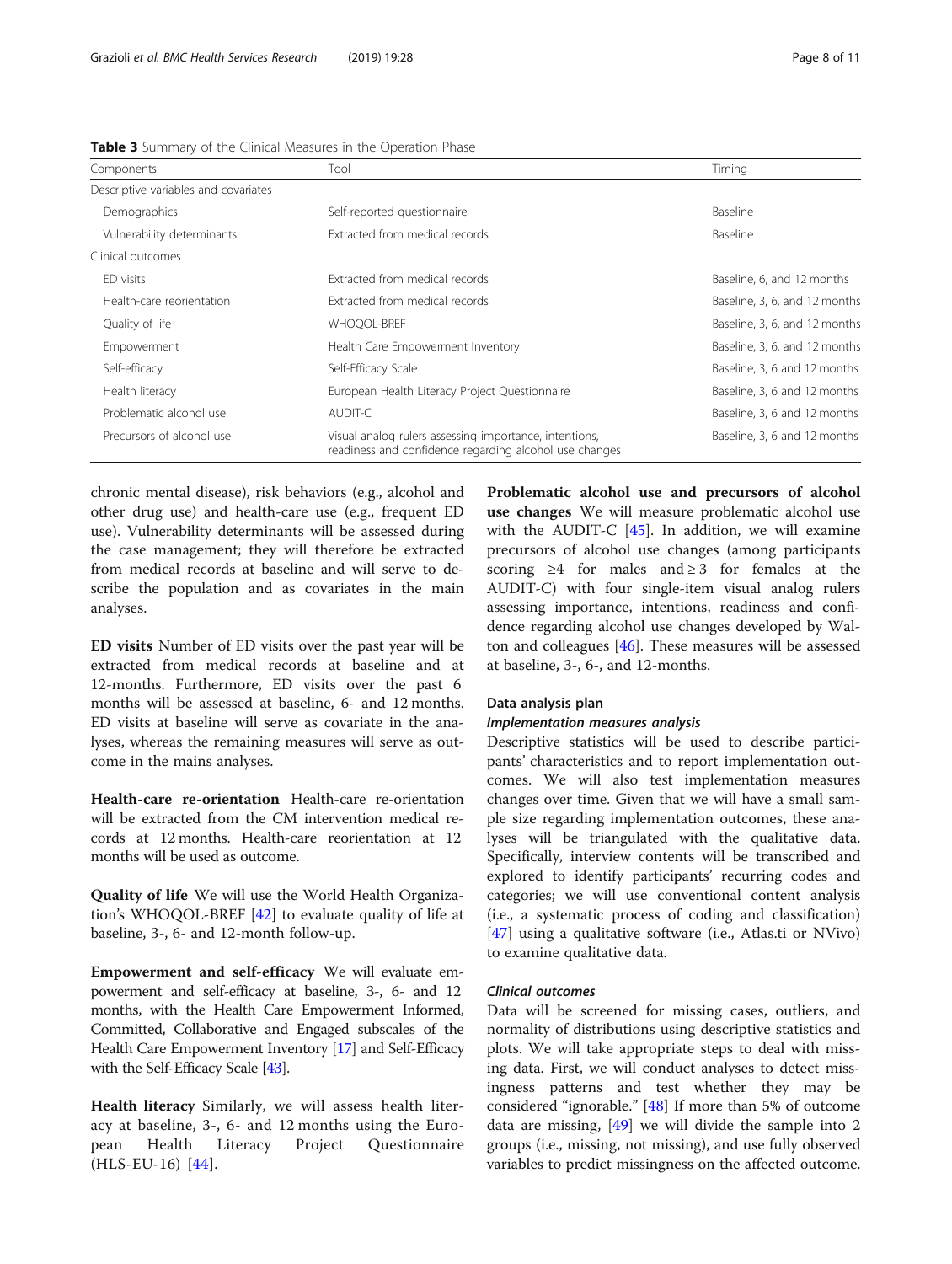**Table 3** Summary of the Clinical Measures in the Operation Phase

| Components | Tool | Timing |
|---|---|---|
| Descriptive variables and covariates | | |
| Demographics | Self-reported questionnaire | Baseline |
| Vulnerability determinants | Extracted from medical records | Baseline |
| Clinical outcomes | | |
| ED visits | Extracted from medical records | Baseline, 6, and 12 months |
| Health-care reorientation | Extracted from medical records | Baseline, 3, 6, and 12 months |
| Quality of life | WHOQOL-BREF | Baseline, 3, 6, and 12 months |
| Empowerment | Health Care Empowerment Inventory | Baseline, 3, 6, and 12 months |
| Self-efficacy | Self-Efficacy Scale | Baseline, 3, 6 and 12 months |
| Health literacy | European Health Literacy Project Questionnaire | Baseline, 3, 6 and 12 months |
| Problematic alcohol use | AUDIT-C | Baseline, 3, 6 and 12 months |
| Precursors of alcohol use | Visual analog rulers assessing importance, intentions, readiness and confidence regarding alcohol use changes | Baseline, 3, 6 and 12 months |

chronic mental disease), risk behaviors (e.g., alcohol and other drug use) and health-care use (e.g., frequent ED use). Vulnerability determinants will be assessed during the case management; they will therefore be extracted from medical records at baseline and will serve to describe the population and as covariates in the main analyses.

**ED visits** Number of ED visits over the past year will be extracted from medical records at baseline and at 12-months. Furthermore, ED visits over the past 6 months will be assessed at baseline, 6- and 12 months. ED visits at baseline will serve as covariate in the analyses, whereas the remaining measures will serve as outcome in the mains analyses.

**Health-care re-orientation** Health-care re-orientation will be extracted from the CM intervention medical records at 12 months. Health-care reorientation at 12 months will be used as outcome.

**Quality of life** We will use the World Health Organization's WHOQOL-BREF [42] to evaluate quality of life at baseline, 3-, 6- and 12-month follow-up.

**Empowerment and self-efficacy** We will evaluate empowerment and self-efficacy at baseline, 3-, 6- and 12 months, with the Health Care Empowerment Informed, Committed, Collaborative and Engaged subscales of the Health Care Empowerment Inventory [17] and Self-Efficacy with the Self-Efficacy Scale [43].

**Health literacy** Similarly, we will assess health literacy at baseline, 3-, 6- and 12 months using the European Health Literacy Project Questionnaire (HLS-EU-16) [44].

**Problematic alcohol use and precursors of alcohol use changes** We will measure problematic alcohol use with the AUDIT-C [45]. In addition, we will examine precursors of alcohol use changes (among participants scoring ≥4 for males and ≥ 3 for females at the AUDIT-C) with four single-item visual analog rulers assessing importance, intentions, readiness and confidence regarding alcohol use changes developed by Walton and colleagues [46]. These measures will be assessed at baseline, 3-, 6-, and 12-months.

### Data analysis plan

#### *Implementation measures analysis*

Descriptive statistics will be used to describe participants' characteristics and to report implementation outcomes. We will also test implementation measures changes over time. Given that we will have a small sample size regarding implementation outcomes, these analyses will be triangulated with the qualitative data. Specifically, interview contents will be transcribed and explored to identify participants' recurring codes and categories; we will use conventional content analysis (i.e., a systematic process of coding and classification) [47] using a qualitative software (i.e., Atlas.ti or NVivo) to examine qualitative data.

#### *Clinical outcomes*

Data will be screened for missing cases, outliers, and normality of distributions using descriptive statistics and plots. We will take appropriate steps to deal with missing data. First, we will conduct analyses to detect missingness patterns and test whether they may be considered "ignorable." [48] If more than 5% of outcome data are missing, [49] we will divide the sample into 2 groups (i.e., missing, not missing), and use fully observed variables to predict missingness on the affected outcome.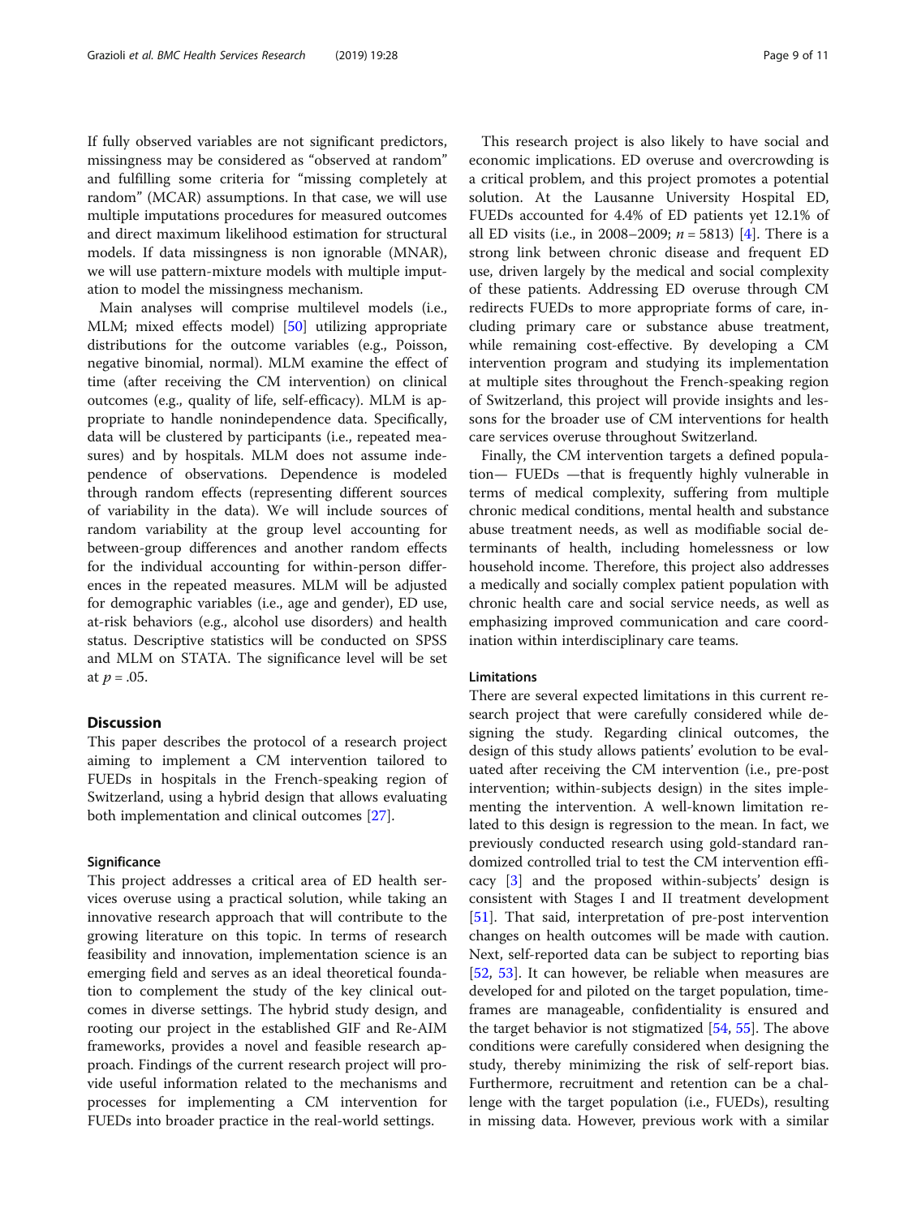If fully observed variables are not significant predictors, missingness may be considered as "observed at random" and fulfilling some criteria for "missing completely at random" (MCAR) assumptions. In that case, we will use multiple imputations procedures for measured outcomes and direct maximum likelihood estimation for structural models. If data missingness is non ignorable (MNAR), we will use pattern-mixture models with multiple imputation to model the missingness mechanism.

Main analyses will comprise multilevel models (i.e., MLM; mixed effects model) [50] utilizing appropriate distributions for the outcome variables (e.g., Poisson, negative binomial, normal). MLM examine the effect of time (after receiving the CM intervention) on clinical outcomes (e.g., quality of life, self-efficacy). MLM is appropriate to handle nonindependence data. Specifically, data will be clustered by participants (i.e., repeated measures) and by hospitals. MLM does not assume independence of observations. Dependence is modeled through random effects (representing different sources of variability in the data). We will include sources of random variability at the group level accounting for between-group differences and another random effects for the individual accounting for within-person differences in the repeated measures. MLM will be adjusted for demographic variables (i.e., age and gender), ED use, at-risk behaviors (e.g., alcohol use disorders) and health status. Descriptive statistics will be conducted on SPSS and MLM on STATA. The significance level will be set at $p = .05$.

## Discussion

This paper describes the protocol of a research project aiming to implement a CM intervention tailored to FUEDs in hospitals in the French-speaking region of Switzerland, using a hybrid design that allows evaluating both implementation and clinical outcomes [27].

### Significance

This project addresses a critical area of ED health services overuse using a practical solution, while taking an innovative research approach that will contribute to the growing literature on this topic. In terms of research feasibility and innovation, implementation science is an emerging field and serves as an ideal theoretical foundation to complement the study of the key clinical outcomes in diverse settings. The hybrid study design, and rooting our project in the established GIF and Re-AIM frameworks, provides a novel and feasible research approach. Findings of the current research project will provide useful information related to the mechanisms and processes for implementing a CM intervention for FUEDs into broader practice in the real-world settings.

This research project is also likely to have social and economic implications. ED overuse and overcrowding is a critical problem, and this project promotes a potential solution. At the Lausanne University Hospital ED, FUEDs accounted for 4.4% of ED patients yet 12.1% of all ED visits (i.e., in 2008–2009; $n = 5813$) [4]. There is a strong link between chronic disease and frequent ED use, driven largely by the medical and social complexity of these patients. Addressing ED overuse through CM redirects FUEDs to more appropriate forms of care, including primary care or substance abuse treatment, while remaining cost-effective. By developing a CM intervention program and studying its implementation at multiple sites throughout the French-speaking region of Switzerland, this project will provide insights and lessons for the broader use of CM interventions for health care services overuse throughout Switzerland.

Finally, the CM intervention targets a defined population— FUEDs —that is frequently highly vulnerable in terms of medical complexity, suffering from multiple chronic medical conditions, mental health and substance abuse treatment needs, as well as modifiable social determinants of health, including homelessness or low household income. Therefore, this project also addresses a medically and socially complex patient population with chronic health care and social service needs, as well as emphasizing improved communication and care coordination within interdisciplinary care teams.

### Limitations

There are several expected limitations in this current research project that were carefully considered while designing the study. Regarding clinical outcomes, the design of this study allows patients' evolution to be evaluated after receiving the CM intervention (i.e., pre-post intervention; within-subjects design) in the sites implementing the intervention. A well-known limitation related to this design is regression to the mean. In fact, we previously conducted research using gold-standard randomized controlled trial to test the CM intervention efficacy [3] and the proposed within-subjects' design is consistent with Stages I and II treatment development [51]. That said, interpretation of pre-post intervention changes on health outcomes will be made with caution. Next, self-reported data can be subject to reporting bias [52, 53]. It can however, be reliable when measures are developed for and piloted on the target population, timeframes are manageable, confidentiality is ensured and the target behavior is not stigmatized [54, 55]. The above conditions were carefully considered when designing the study, thereby minimizing the risk of self-report bias. Furthermore, recruitment and retention can be a challenge with the target population (i.e., FUEDs), resulting in missing data. However, previous work with a similar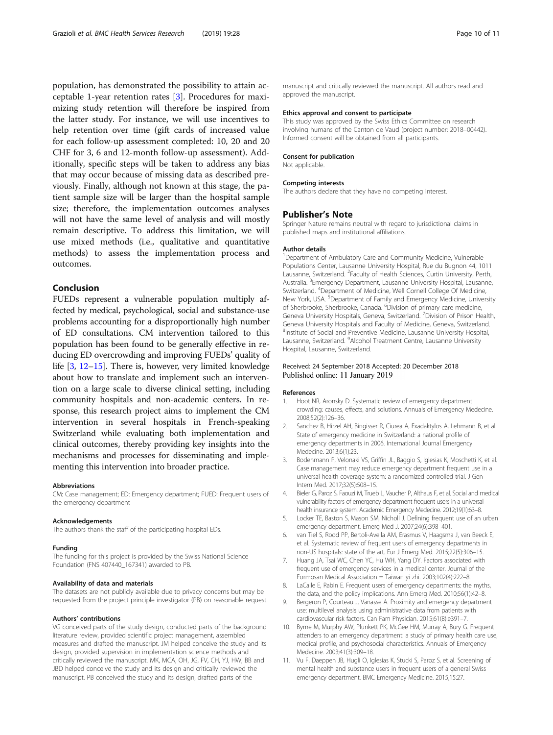population, has demonstrated the possibility to attain acceptable 1-year retention rates [3]. Procedures for maximizing study retention will therefore be inspired from the latter study. For instance, we will use incentives to help retention over time (gift cards of increased value for each follow-up assessment completed: 10, 20 and 20 CHF for 3, 6 and 12-month follow-up assessment). Additionally, specific steps will be taken to address any bias that may occur because of missing data as described previously. Finally, although not known at this stage, the patient sample size will be larger than the hospital sample size; therefore, the implementation outcomes analyses will not have the same level of analysis and will mostly remain descriptive. To address this limitation, we will use mixed methods (i.e., qualitative and quantitative methods) to assess the implementation process and outcomes.

## Conclusion

FUEDs represent a vulnerable population multiply affected by medical, psychological, social and substance-use problems accounting for a disproportionally high number of ED consultations. CM intervention tailored to this population has been found to be generally effective in reducing ED overcrowding and improving FUEDs' quality of life [3, 12–15]. There is, however, very limited knowledge about how to translate and implement such an intervention on a large scale to diverse clinical setting, including community hospitals and non-academic centers. In response, this research project aims to implement the CM intervention in several hospitals in French-speaking Switzerland while evaluating both implementation and clinical outcomes, thereby providing key insights into the mechanisms and processes for disseminating and implementing this intervention into broader practice.

#### Abbreviations

CM: Case management; ED: Emergency department; FUED: Frequent users of the emergency department

#### Acknowledgements

The authors thank the staff of the participating hospital EDs.

#### Funding

The funding for this project is provided by the Swiss National Science Foundation (FNS 407440_167341) awarded to PB.

#### Availability of data and materials

The datasets are not publicly available due to privacy concerns but may be requested from the project principle investigator (PB) on reasonable request.

#### Authors' contributions

VG conceived parts of the study design, conducted parts of the background literature review, provided scientific project management, assembled measures and drafted the manuscript. JM helped conceive the study and its design, provided supervision in implementation science methods and critically reviewed the manuscript. MK, MCA, OH, JG, FV, CH, YJ, HW, BB and JBD helped conceive the study and its design and critically reviewed the manuscript. PB conceived the study and its design, drafted parts of the manuscript and critically reviewed the manuscript. All authors read and approved the manuscript.

#### Ethics approval and consent to participate

This study was approved by the Swiss Ethics Committee on research involving humans of the Canton de Vaud (project number: 2018–00442). Informed consent will be obtained from all participants.

#### Consent for publication

Not applicable.

#### Competing interests

The authors declare that they have no competing interest.

## Publisher's Note

Springer Nature remains neutral with regard to jurisdictional claims in published maps and institutional affiliations.

#### Author details

[1]Department of Ambulatory Care and Community Medicine, Vulnerable Populations Center, Lausanne University Hospital, Rue du Bugnon 44, 1011 Lausanne, Switzerland. [2]Faculty of Health Sciences, Curtin University, Perth, Australia. [3]Emergency Department, Lausanne University Hospital, Lausanne, Switzerland. [4]Department of Medicine, Well Cornell College Of Medicine, New York, USA. [5]Department of Family and Emergency Medicine, University of Sherbrooke, Sherbrooke, Canada. [6]Division of primary care medicine, Geneva University Hospitals, Geneva, Switzerland. [7]Division of Prison Health, Geneva University Hospitals and Faculty of Medicine, Geneva, Switzerland. [8]Institute of Social and Preventive Medicine, Lausanne University Hospital, Lausanne, Switzerland. [9]Alcohol Treatment Centre, Lausanne University Hospital, Lausanne, Switzerland.

Received: 24 September 2018 Accepted: 20 December 2018
Published online: 11 January 2019

#### References

1. Hoot NR, Aronsky D. Systematic review of emergency department crowding: causes, effects, and solutions. Annuals of Emergency Medecine. 2008;52(2):126–36.
2. Sanchez B, Hirzel AH, Bingisser R, Ciurea A, Exadaktylos A, Lehmann B, et al. State of emergency medicine in Switzerland: a national profile of emergency departments in 2006. International Journal Emergency Medecine. 2013;6(1):23.
3. Bodenmann P, Velonaki VS, Griffin JL, Baggio S, Iglesias K, Moschetti K, et al. Case management may reduce emergency department frequent use in a universal health coverage system: a randomized controlled trial. J Gen Intern Med. 2017;32(5):508–15.
4. Bieler G, Paroz S, Faouzi M, Trueb L, Vaucher P, Althaus F, et al. Social and medical vulnerability factors of emergency department frequent users in a universal health insurance system. Academic Emergency Medecine. 2012;19(1):63–8.
5. Locker TE, Baston S, Mason SM, Nicholl J. Defining frequent use of an urban emergency department. Emerg Med J. 2007;24(6):398–401.
6. van Tiel S, Rood PP, Bertoli-Avella AM, Erasmus V, Haagsma J, van Beeck E, et al. Systematic review of frequent users of emergency departments in non-US hospitals: state of the art. Eur J Emerg Med. 2015;22(5):306–15.
7. Huang JA, Tsai WC, Chen YC, Hu WH, Yang DY. Factors associated with frequent use of emergency services in a medical center. Journal of the Formosan Medical Association = Taiwan yi zhi. 2003;102(4):222–8.
8. LaCalle E, Rabin E. Frequent users of emergency departments: the myths, the data, and the policy implications. Ann Emerg Med. 2010;56(1):42–8.
9. Bergeron P, Courteau J, Vanasse A. Proximity and emergency department use: multilevel analysis using administrative data from patients with cardiovascular risk factors. Can Fam Physician. 2015;61(8):e391–7.
10. Byrne M, Murphy AW, Plunkett PK, McGee HM, Murray A, Bury G. Frequent attenders to an emergency department: a study of primary health care use, medical profile, and psychosocial characteristics. Annuals of Emergency Medecine. 2003;41(3):309–18.
11. Vu F, Daeppen JB, Hugli O, Iglesias K, Stucki S, Paroz S, et al. Screening of mental health and substance users in frequent users of a general Swiss emergency department. BMC Emergency Medicine. 2015;15:27.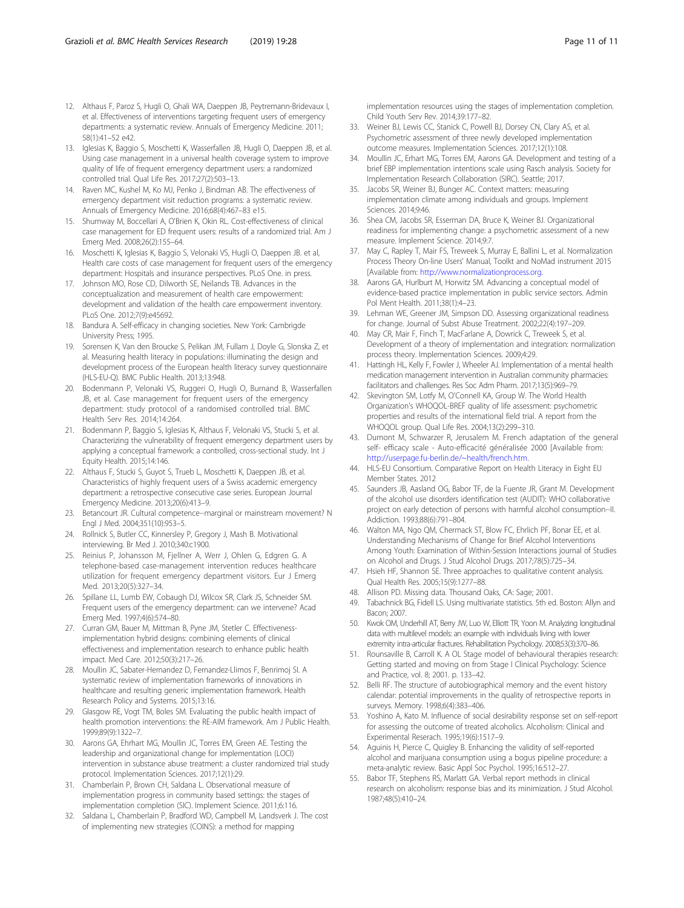12. Althaus F, Paroz S, Hugli O, Ghali WA, Daeppen JB, Peytremann-Bridevaux I, et al. Effectiveness of interventions targeting frequent users of emergency departments: a systematic review. Annuals of Emergency Medicine. 2011; 58(1):41–52 e42.
13. Iglesias K, Baggio S, Moschetti K, Wasserfallen JB, Hugli O, Daeppen JB, et al. Using case management in a universal health coverage system to improve quality of life of frequent emergency department users: a randomized controlled trial. Qual Life Res. 2017;27(2):503–13.
14. Raven MC, Kushel M, Ko MJ, Penko J, Bindman AB. The effectiveness of emergency department visit reduction programs: a systematic review. Annuals of Emergency Medicine. 2016;68(4):467–83 e15.
15. Shumway M, Boccellari A, O'Brien K, Okin RL. Cost-effectiveness of clinical case management for ED frequent users: results of a randomized trial. Am J Emerg Med. 2008;26(2):155–64.
16. Moschetti K, Iglesias K, Baggio S, Velonaki VS, Hugli O, Daeppen JB. et al, Health care costs of case management for frequent users of the emergency department: Hospitals and insurance perspectives. PLoS One. in press.
17. Johnson MO, Rose CD, Dilworth SE, Neilands TB. Advances in the conceptualization and measurement of health care empowerment: development and validation of the health care empowerment inventory. PLoS One. 2012;7(9):e45692.
18. Bandura A. Self-efficacy in changing societies. New York: Cambrigde University Press; 1995.
19. Sorensen K, Van den Broucke S, Pelikan JM, Fullam J, Doyle G, Slonska Z, et al. Measuring health literacy in populations: illuminating the design and development process of the European health literacy survey questionnaire (HLS-EU-Q). BMC Public Health. 2013;13:948.
20. Bodenmann P, Velonaki VS, Ruggeri O, Hugli O, Burnand B, Wasserfallen JB, et al. Case management for frequent users of the emergency department: study protocol of a randomised controlled trial. BMC Health Serv Res. 2014;14:264.
21. Bodenmann P, Baggio S, Iglesias K, Althaus F, Velonaki VS, Stucki S, et al. Characterizing the vulnerability of frequent emergency department users by applying a conceptual framework: a controlled, cross-sectional study. Int J Equity Health. 2015;14:146.
22. Althaus F, Stucki S, Guyot S, Trueb L, Moschetti K, Daeppen JB, et al. Characteristics of highly frequent users of a Swiss academic emergency department: a retrospective consecutive case series. European Journal Emergency Medicine. 2013;20(6):413–9.
23. Betancourt JR. Cultural competence--marginal or mainstream movement? N Engl J Med. 2004;351(10):953–5.
24. Rollnick S, Butler CC, Kinnersley P, Gregory J, Mash B. Motivational interviewing. Br Med J. 2010;340:c1900.
25. Reinius P, Johansson M, Fjellner A, Werr J, Ohlen G, Edgren G. A telephone-based case-management intervention reduces healthcare utilization for frequent emergency department visitors. Eur J Emerg Med. 2013;20(5):327–34.
26. Spillane LL, Lumb EW, Cobaugh DJ, Wilcox SR, Clark JS, Schneider SM. Frequent users of the emergency department: can we intervene? Acad Emerg Med. 1997;4(6):574–80.
27. Curran GM, Bauer M, Mittman B, Pyne JM, Stetler C. Effectiveness-implementation hybrid designs: combining elements of clinical effectiveness and implementation research to enhance public health impact. Med Care. 2012;50(3):217–26.
28. Moullin JC, Sabater-Hernandez D, Fernandez-Llimos F, Benrimoj SI. A systematic review of implementation frameworks of innovations in healthcare and resulting generic implementation framework. Health Research Policy and Systems. 2015;13:16.
29. Glasgow RE, Vogt TM, Boles SM. Evaluating the public health impact of health promotion interventions: the RE-AIM framework. Am J Public Health. 1999;89(9):1322–7.
30. Aarons GA, Ehrhart MG, Moullin JC, Torres EM, Green AE. Testing the leadership and organizational change for implementation (LOCI) intervention in substance abuse treatment: a cluster randomized trial study protocol. Implementation Sciences. 2017;12(1):29.
31. Chamberlain P, Brown CH, Saldana L. Observational measure of implementation progress in community based settings: the stages of implementation completion (SIC). Implement Science. 2011;6:116.
32. Saldana L, Chamberlain P, Bradford WD, Campbell M, Landsverk J. The cost of implementing new strategies (COINS): a method for mapping implementation resources using the stages of implementation completion. Child Youth Serv Rev. 2014;39:177–82.
33. Weiner BJ, Lewis CC, Stanick C, Powell BJ, Dorsey CN, Clary AS, et al. Psychometric assessment of three newly developed implementation outcome measures. Implementation Sciences. 2017;12(1):108.
34. Moullin JC, Erhart MG, Torres EM, Aarons GA. Development and testing of a brief EBP implementation intentions scale using Rasch analysis. Society for Implementation Research Collaboration (SIRC). Seattle; 2017.
35. Jacobs SR, Weiner BJ, Bunger AC. Context matters: measuring implementation climate among individuals and groups. Implement Sciences. 2014;9:46.
36. Shea CM, Jacobs SR, Esserman DA, Bruce K, Weiner BJ. Organizational readiness for implementing change: a psychometric assessment of a new measure. Implement Science. 2014;9:7.
37. May C, Rapley T, Mair FS, Treweek S, Murray E, Ballini L, et al. Normalization Process Theory On-line Users' Manual, Toolkt and NoMad instrument 2015 [Available from: http://www.normalizationprocess.org.
38. Aarons GA, Hurlburt M, Horwitz SM. Advancing a conceptual model of evidence-based practice implementation in public service sectors. Admin Pol Ment Health. 2011;38(1):4–23.
39. Lehman WE, Greener JM, Simpson DD. Assessing organizational readiness for change. Journal of Subst Abuse Treatment. 2002;22(4):197–209.
40. May CR, Mair F, Finch T, MacFarlane A, Dowrick C, Treweek S, et al. Development of a theory of implementation and integration: normalization process theory. Implementation Sciences. 2009;4:29.
41. Hattingh HL, Kelly F, Fowler J, Wheeler AJ. Implementation of a mental health medication management intervention in Australian community pharmacies: facilitators and challenges. Res Soc Adm Pharm. 2017;13(5):969–79.
42. Skevington SM, Lotfy M, O'Connell KA, Group W. The World Health Organization's WHOQOL-BREF quality of life assessment: psychometric properties and results of the international field trial. A report from the WHOQOL group. Qual Life Res. 2004;13(2):299–310.
43. Dumont M, Schwarzer R, Jerusalem M. French adaptation of the general self- efficacy scale - Auto-efficacité généralisée 2000 [Available from: http://userpage.fu-berlin.de/~health/french.htm.
44. HLS-EU Consortium. Comparative Report on Health Literacy in Eight EU Member States. 2012
45. Saunders JB, Aasland OG, Babor TF, de la Fuente JR, Grant M. Development of the alcohol use disorders identification test (AUDIT): WHO collaborative project on early detection of persons with harmful alcohol consumption--II. Addiction. 1993;88(6):791–804.
46. Walton MA, Ngo QM, Chermack ST, Blow FC, Ehrlich PF, Bonar EE, et al. Understanding Mechanisms of Change for Brief Alcohol Interventions Among Youth: Examination of Within-Session Interactions journal of Studies on Alcohol and Drugs. J Stud Alcohol Drugs. 2017;78(5):725–34.
47. Hsieh HF, Shannon SE. Three approaches to qualitative content analysis. Qual Health Res. 2005;15(9):1277–88.
48. Allison PD. Missing data. Thousand Oaks, CA: Sage; 2001.
49. Tabachnick BG, Fidell LS. Using multivariate statistics. 5th ed. Boston: Allyn and Bacon; 2007.
50. Kwok OM, Underhill AT, Berry JW, Luo W, Elliott TR, Yoon M. Analyzing longitudinal data with multilevel models: an example with individuals living with lower extremity intra-articular fractures. Rehabilitation Psychology. 2008;53(3):370–86.
51. Rounsaville B, Carroll K. A OL Stage model of behavioural therapies research: Getting started and moving on from Stage I Clinical Psychology: Science and Practice, vol. 8; 2001. p. 133–42.
52. Belli RF. The structure of autobiographical memory and the event history calendar: potential improvements in the quality of retrospective reports in surveys. Memory. 1998;6(4):383–406.
53. Yoshino A, Kato M. Influence of social desirability response set on self-report for assessing the outcome of treated alcoholics. Alcoholism: Clinical and Experimental Reserach. 1995;19(6):1517–9.
54. Aguinis H, Pierce C, Quigley B. Enhancing the validity of self-reported alcohol and marijuana consumption using a bogus pipeline procedure: a meta-analytic review. Basic Appl Soc Psychol. 1995;16:512–27.
55. Babor TF, Stephens RS, Marlatt GA. Verbal report methods in clinical research on alcoholism: response bias and its minimization. J Stud Alcohol. 1987;48(5):410–24.